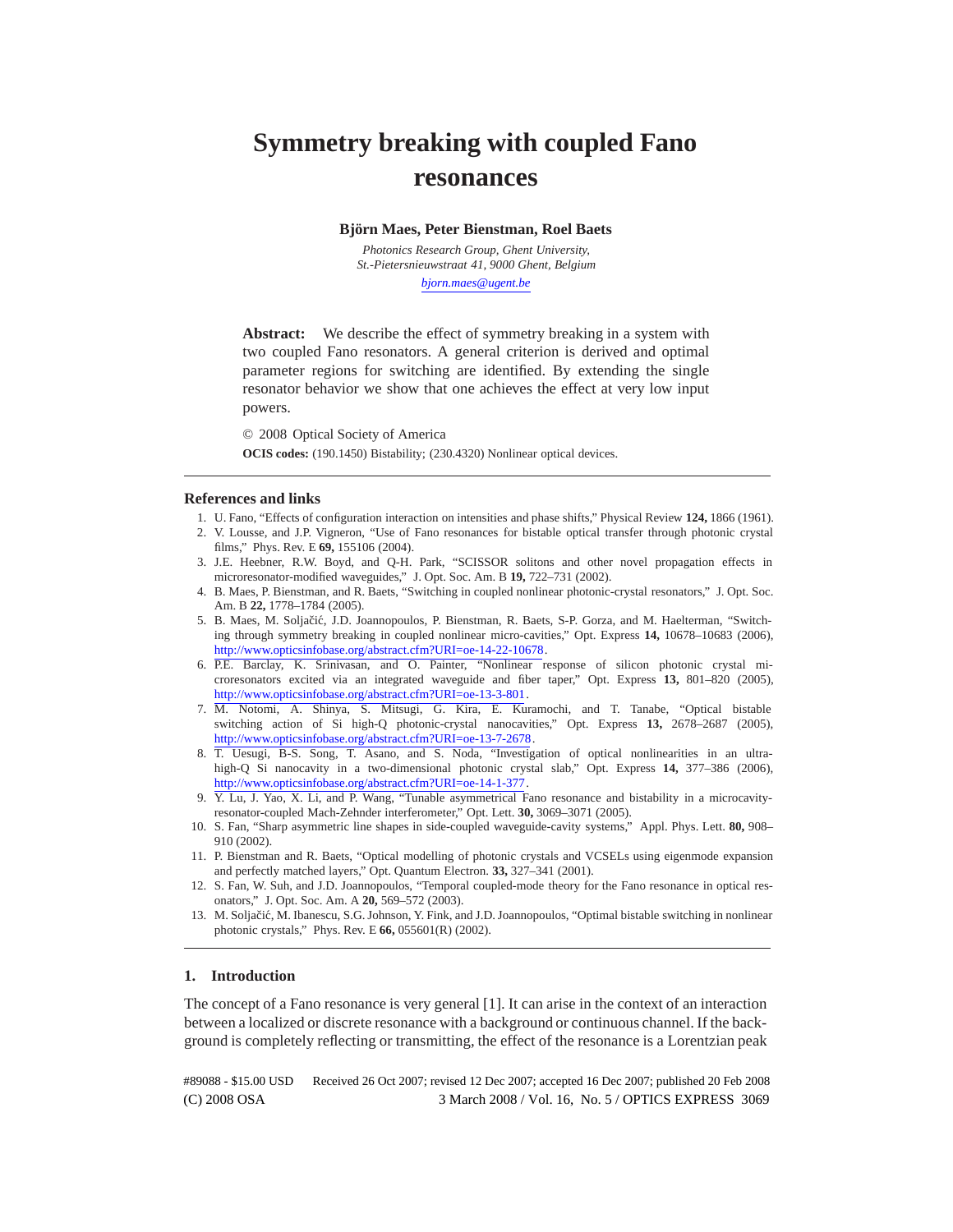# Symmetry breaking with coupled Fano resonances

**Björn Maes, Peter Bienstman, Roel Baets**

*Photonics Research Group, Ghent University,*
*St.-Pietersnieuwstraat 41, 9000 Ghent, Belgium*

*bjorn.maes@ugent.be*

**Abstract:** We describe the effect of symmetry breaking in a system with two coupled Fano resonators. A general criterion is derived and optimal parameter regions for switching are identified. By extending the single resonator behavior we show that one achieves the effect at very low input powers.

© 2008 Optical Society of America

**OCIS codes:** (190.1450) Bistability; (230.4320) Nonlinear optical devices.

## References and links

1. U. Fano, "Effects of configuration interaction on intensities and phase shifts," Physical Review **124,** 1866 (1961).
2. V. Lousse, and J.P. Vigneron, "Use of Fano resonances for bistable optical transfer through photonic crystal films," Phys. Rev. E **69,** 155106 (2004).
3. J.E. Heebner, R.W. Boyd, and Q-H. Park, "SCISSOR solitons and other novel propagation effects in microresonator-modified waveguides," J. Opt. Soc. Am. B **19,** 722–731 (2002).
4. B. Maes, P. Bienstman, and R. Baets, "Switching in coupled nonlinear photonic-crystal resonators," J. Opt. Soc. Am. B **22,** 1778–1784 (2005).
5. B. Maes, M. Soljačić, J.D. Joannopoulos, P. Bienstman, R. Baets, S-P. Gorza, and M. Haelterman, "Switching through symmetry breaking in coupled nonlinear micro-cavities," Opt. Express **14,** 10678–10683 (2006), http://www.opticsinfobase.org/abstract.cfm?URI=oe-14-22-10678.
6. P.E. Barclay, K. Srinivasan, and O. Painter, "Nonlinear response of silicon photonic crystal microresonators excited via an integrated waveguide and fiber taper," Opt. Express **13,** 801–820 (2005), http://www.opticsinfobase.org/abstract.cfm?URI=oe-13-3-801.
7. M. Notomi, A. Shinya, S. Mitsugi, G. Kira, E. Kuramochi, and T. Tanabe, "Optical bistable switching action of Si high-Q photonic-crystal nanocavities," Opt. Express **13,** 2678–2687 (2005), http://www.opticsinfobase.org/abstract.cfm?URI=oe-13-7-2678.
8. T. Uesugi, B-S. Song, T. Asano, and S. Noda, "Investigation of optical nonlinearities in an ultra-high-Q Si nanocavity in a two-dimensional photonic crystal slab," Opt. Express **14,** 377–386 (2006), http://www.opticsinfobase.org/abstract.cfm?URI=oe-14-1-377.
9. Y. Lu, J. Yao, X. Li, and P. Wang, "Tunable asymmetrical Fano resonance and bistability in a microcavity-resonator-coupled Mach-Zehnder interferometer," Opt. Lett. **30,** 3069–3071 (2005).
10. S. Fan, "Sharp asymmetric line shapes in side-coupled waveguide-cavity systems," Appl. Phys. Lett. **80,** 908–910 (2002).
11. P. Bienstman and R. Baets, "Optical modelling of photonic crystals and VCSELs using eigenmode expansion and perfectly matched layers," Opt. Quantum Electron. **33,** 327–341 (2001).
12. S. Fan, W. Suh, and J.D. Joannopoulos, "Temporal coupled-mode theory for the Fano resonance in optical resonators," J. Opt. Soc. Am. A **20,** 569–572 (2003).
13. M. Soljačić, M. Ibanescu, S.G. Johnson, Y. Fink, and J.D. Joannopoulos, "Optimal bistable switching in nonlinear photonic crystals," Phys. Rev. E **66,** 055601(R) (2002).

## 1. Introduction

The concept of a Fano resonance is very general [1]. It can arise in the context of an interaction between a localized or discrete resonance with a background or continuous channel. If the background is completely reflecting or transmitting, the effect of the resonance is a Lorentzian peak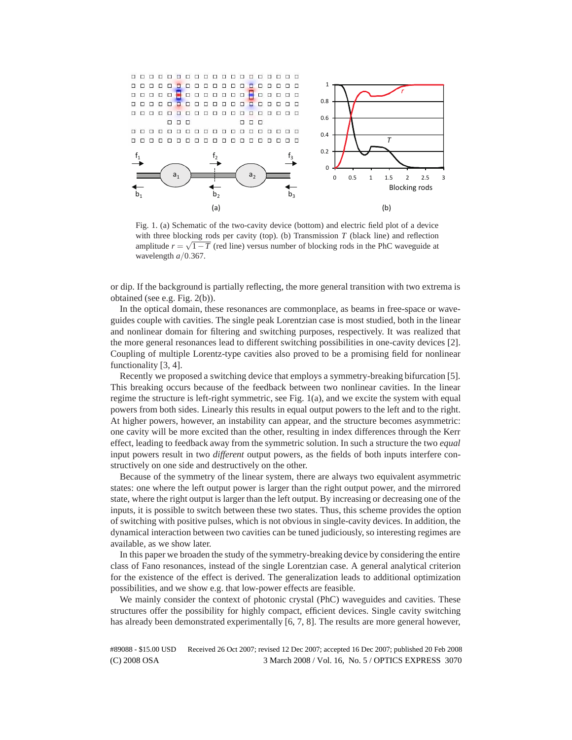f₁ f₂ f₃
a₁ a₂
b₁ b₂ b₃
(a)

1
0.8
0.6
0.4
0.2
0
0 0.5 1 1.5 2 2.5 3
Blocking rods
r
T
(b)

Fig. 1. (a) Schematic of the two-cavity device (bottom) and electric field plot of a device with three blocking rods per cavity (top). (b) Transmission $T$ (black line) and reflection amplitude $r = \sqrt{1-T}$ (red line) versus number of blocking rods in the PhC waveguide at wavelength $a/0.367$.

or dip. If the background is partially reflecting, the more general transition with two extrema is obtained (see e.g. Fig. 2(b)).

In the optical domain, these resonances are commonplace, as beams in free-space or waveguides couple with cavities. The single peak Lorentzian case is most studied, both in the linear and nonlinear domain for filtering and switching purposes, respectively. It was realized that the more general resonances lead to different switching possibilities in one-cavity devices [2]. Coupling of multiple Lorentz-type cavities also proved to be a promising field for nonlinear functionality [3, 4].

Recently we proposed a switching device that employs a symmetry-breaking bifurcation [5]. This breaking occurs because of the feedback between two nonlinear cavities. In the linear regime the structure is left-right symmetric, see Fig. 1(a), and we excite the system with equal powers from both sides. Linearly this results in equal output powers to the left and to the right. At higher powers, however, an instability can appear, and the structure becomes asymmetric: one cavity will be more excited than the other, resulting in index differences through the Kerr effect, leading to feedback away from the symmetric solution. In such a structure the two *equal* input powers result in two *different* output powers, as the fields of both inputs interfere constructively on one side and destructively on the other.

Because of the symmetry of the linear system, there are always two equivalent asymmetric states: one where the left output power is larger than the right output power, and the mirrored state, where the right output is larger than the left output. By increasing or decreasing one of the inputs, it is possible to switch between these two states. Thus, this scheme provides the option of switching with positive pulses, which is not obvious in single-cavity devices. In addition, the dynamical interaction between two cavities can be tuned judiciously, so interesting regimes are available, as we show later.

In this paper we broaden the study of the symmetry-breaking device by considering the entire class of Fano resonances, instead of the single Lorentzian case. A general analytical criterion for the existence of the effect is derived. The generalization leads to additional optimization possibilities, and we show e.g. that low-power effects are feasible.

We mainly consider the context of photonic crystal (PhC) waveguides and cavities. These structures offer the possibility for highly compact, efficient devices. Single cavity switching has already been demonstrated experimentally [6, 7, 8]. The results are more general however,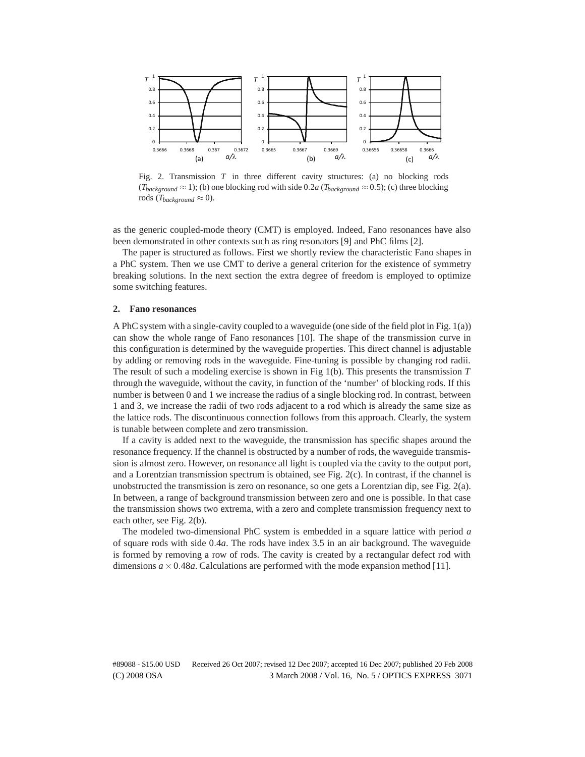Fig. 2. Transmission $T$ in three different cavity structures: (a) no blocking rods ($T_{background} \approx 1$); (b) one blocking rod with side $0.2a$ ($T_{background} \approx 0.5$); (c) three blocking rods ($T_{background} \approx 0$).

as the generic coupled-mode theory (CMT) is employed. Indeed, Fano resonances have also been demonstrated in other contexts such as ring resonators [9] and PhC films [2].

The paper is structured as follows. First we shortly review the characteristic Fano shapes in a PhC system. Then we use CMT to derive a general criterion for the existence of symmetry breaking solutions. In the next section the extra degree of freedom is employed to optimize some switching features.

## 2. Fano resonances

A PhC system with a single-cavity coupled to a waveguide (one side of the field plot in Fig. 1(a)) can show the whole range of Fano resonances [10]. The shape of the transmission curve in this configuration is determined by the waveguide properties. This direct channel is adjustable by adding or removing rods in the waveguide. Fine-tuning is possible by changing rod radii. The result of such a modeling exercise is shown in Fig 1(b). This presents the transmission $T$ through the waveguide, without the cavity, in function of the 'number' of blocking rods. If this number is between 0 and 1 we increase the radius of a single blocking rod. In contrast, between 1 and 3, we increase the radii of two rods adjacent to a rod which is already the same size as the lattice rods. The discontinuous connection follows from this approach. Clearly, the system is tunable between complete and zero transmission.

If a cavity is added next to the waveguide, the transmission has specific shapes around the resonance frequency. If the channel is obstructed by a number of rods, the waveguide transmission is almost zero. However, on resonance all light is coupled via the cavity to the output port, and a Lorentzian transmission spectrum is obtained, see Fig. 2(c). In contrast, if the channel is unobstructed the transmission is zero on resonance, so one gets a Lorentzian dip, see Fig. 2(a). In between, a range of background transmission between zero and one is possible. In that case the transmission shows two extrema, with a zero and complete transmission frequency next to each other, see Fig. 2(b).

The modeled two-dimensional PhC system is embedded in a square lattice with period $a$ of square rods with side $0.4a$. The rods have index 3.5 in an air background. The waveguide is formed by removing a row of rods. The cavity is created by a rectangular defect rod with dimensions $a \times 0.48a$. Calculations are performed with the mode expansion method [11].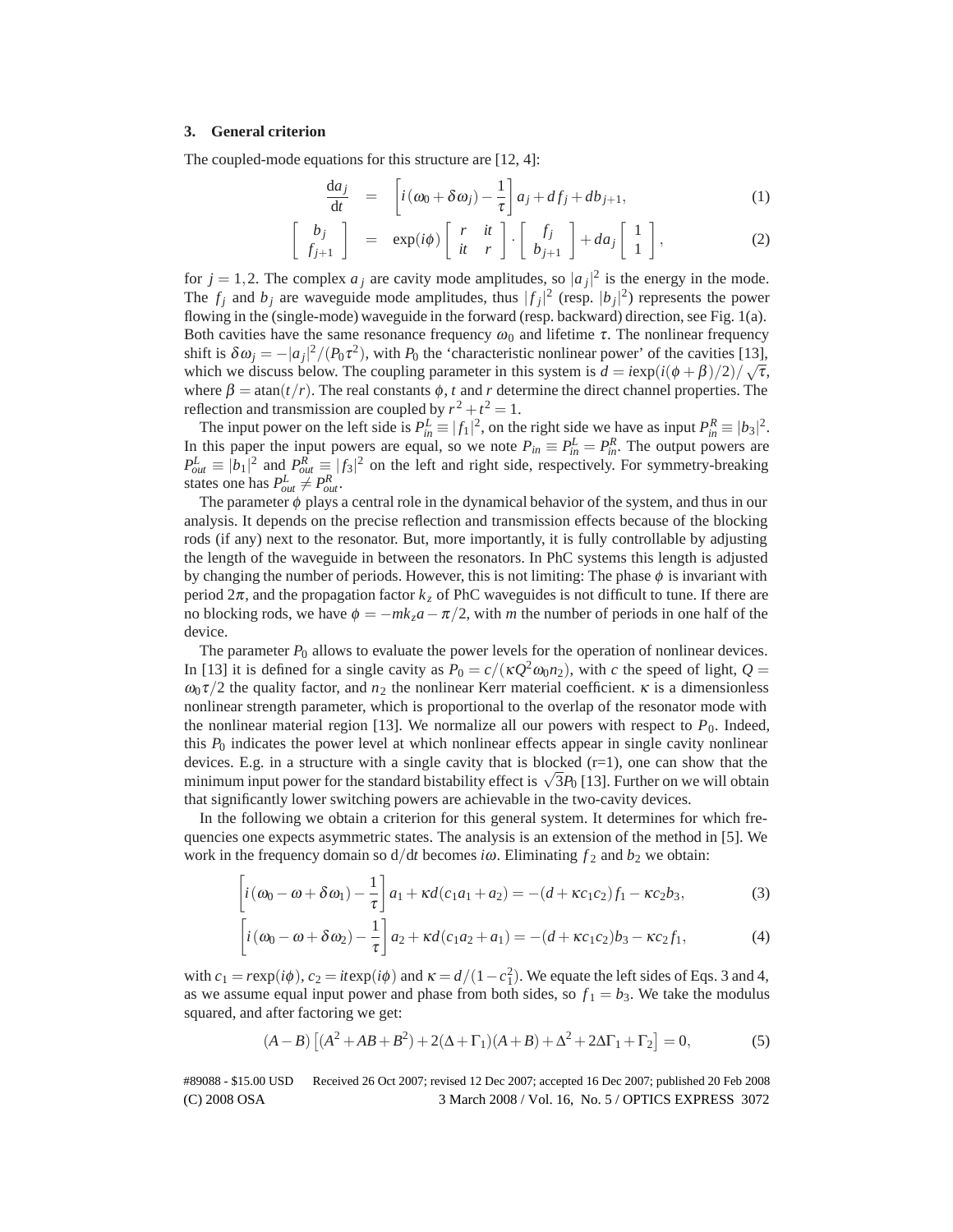### 3. General criterion

The coupled-mode equations for this structure are [12, 4]:

$$\frac{\mathrm{d}a_j}{\mathrm{d}t} = \left[i(\omega_0 + \delta\omega_j) - \frac{1}{\tau}\right] a_j + d f_j + d b_{j+1}, \tag{1}$$

$$\begin{bmatrix} b_j \\ f_{j+1} \end{bmatrix} = \exp(i\phi) \begin{bmatrix} r & it \\ it & r \end{bmatrix} \cdot \begin{bmatrix} f_j \\ b_{j+1} \end{bmatrix} + d a_j \begin{bmatrix} 1 \\ 1 \end{bmatrix}, \tag{2}$$

for $j = 1,2$. The complex $a_j$ are cavity mode amplitudes, so $|a_j|^2$ is the energy in the mode. The $f_j$ and $b_j$ are waveguide mode amplitudes, thus $|f_j|^2$ (resp. $|b_j|^2$) represents the power flowing in the (single-mode) waveguide in the forward (resp. backward) direction, see Fig. 1(a). Both cavities have the same resonance frequency $\omega_0$ and lifetime $\tau$. The nonlinear frequency shift is $\delta\omega_j = -|a_j|^2/(P_0\tau^2)$, with $P_0$ the 'characteristic nonlinear power' of the cavities [13], which we discuss below. The coupling parameter in this system is $d = i\exp(i(\phi+\beta)/2)/\sqrt{\tau}$, where $\beta = \mathrm{atan}(t/r)$. The real constants $\phi$, $t$ and $r$ determine the direct channel properties. The reflection and transmission are coupled by $r^2 + t^2 = 1$.

The input power on the left side is $P_{in}^L \equiv |f_1|^2$, on the right side we have as input $P_{in}^R \equiv |b_3|^2$. In this paper the input powers are equal, so we note $P_{in} \equiv P_{in}^L = P_{in}^R$. The output powers are $P_{out}^L \equiv |b_1|^2$ and $P_{out}^R \equiv |f_3|^2$ on the left and right side, respectively. For symmetry-breaking states one has $P_{out}^L \neq P_{out}^R$.

The parameter $\phi$ plays a central role in the dynamical behavior of the system, and thus in our analysis. It depends on the precise reflection and transmission effects because of the blocking rods (if any) next to the resonator. But, more importantly, it is fully controllable by adjusting the length of the waveguide in between the resonators. In PhC systems this length is adjusted by changing the number of periods. However, this is not limiting: The phase $\phi$ is invariant with period $2\pi$, and the propagation factor $k_z$ of PhC waveguides is not difficult to tune. If there are no blocking rods, we have $\phi = -mk_z a - \pi/2$, with $m$ the number of periods in one half of the device.

The parameter $P_0$ allows to evaluate the power levels for the operation of nonlinear devices. In [13] it is defined for a single cavity as $P_0 = c/(\kappa Q^2 \omega_0 n_2)$, with $c$ the speed of light, $Q = \omega_0\tau/2$ the quality factor, and $n_2$ the nonlinear Kerr material coefficient. $\kappa$ is a dimensionless nonlinear strength parameter, which is proportional to the overlap of the resonator mode with the nonlinear material region [13]. We normalize all our powers with respect to $P_0$. Indeed, this $P_0$ indicates the power level at which nonlinear effects appear in single cavity nonlinear devices. E.g. in a structure with a single cavity that is blocked (r=1), one can show that the minimum input power for the standard bistability effect is $\sqrt{3}P_0$ [13]. Further on we will obtain that significantly lower switching powers are achievable in the two-cavity devices.

In the following we obtain a criterion for this general system. It determines for which frequencies one expects asymmetric states. The analysis is an extension of the method in [5]. We work in the frequency domain so $\mathrm{d}/\mathrm{d}t$ becomes $i\omega$. Eliminating $f_2$ and $b_2$ we obtain:

$$\left[i(\omega_0 - \omega + \delta\omega_1) - \frac{1}{\tau}\right] a_1 + \kappa d(c_1 a_1 + a_2) = -(d + \kappa c_1 c_2) f_1 - \kappa c_2 b_3, \tag{3}$$

$$\left[i(\omega_0 - \omega + \delta\omega_2) - \frac{1}{\tau}\right] a_2 + \kappa d(c_1 a_2 + a_1) = -(d + \kappa c_1 c_2) b_3 - \kappa c_2 f_1, \tag{4}$$

with $c_1 = r\exp(i\phi)$, $c_2 = it\exp(i\phi)$ and $\kappa = d/(1-c_1^2)$. We equate the left sides of Eqs. 3 and 4, as we assume equal input power and phase from both sides, so $f_1 = b_3$. We take the modulus squared, and after factoring we get:

$$(A-B)\left[(A^2 + AB + B^2) + 2(\Delta + \Gamma_1)(A+B) + \Delta^2 + 2\Delta\Gamma_1 + \Gamma_2\right] = 0, \tag{5}$$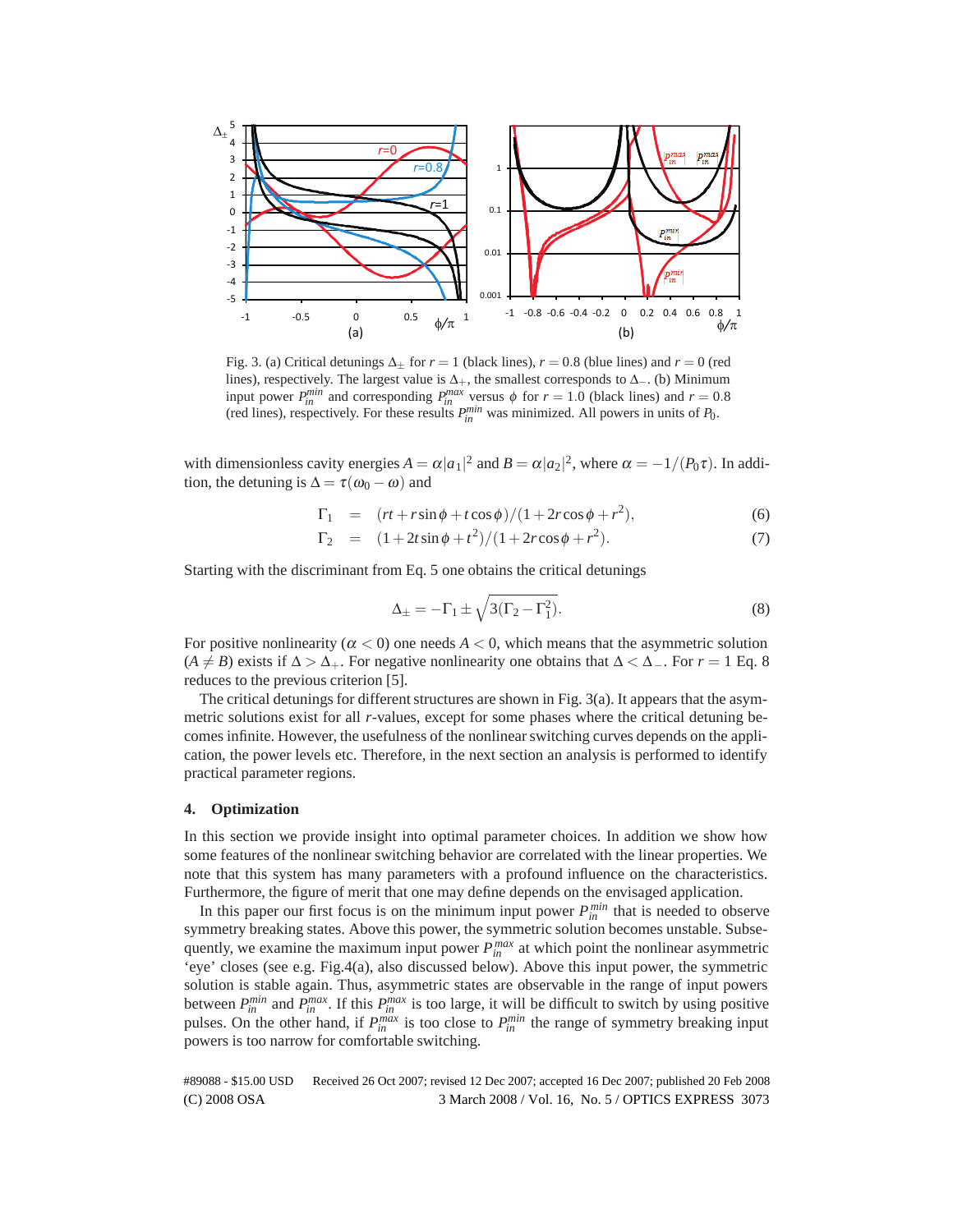Fig. 3. (a) Critical detunings $\Delta_\pm$ for $r = 1$ (black lines), $r = 0.8$ (blue lines) and $r = 0$ (red lines), respectively. The largest value is $\Delta_+$, the smallest corresponds to $\Delta_-$. (b) Minimum input power $P_{in}^{min}$ and corresponding $P_{in}^{max}$ versus $\phi$ for $r = 1.0$ (black lines) and $r = 0.8$ (red lines), respectively. For these results $P_{in}^{min}$ was minimized. All powers in units of $P_0$.

with dimensionless cavity energies $A = \alpha|a_1|^2$ and $B = \alpha|a_2|^2$, where $\alpha = -1/(P_0\tau)$. In addition, the detuning is $\Delta = \tau(\omega_0 - \omega)$ and

$$\Gamma_1 = (rt + r\sin\phi + t\cos\phi)/(1 + 2r\cos\phi + r^2), \tag{6}$$

$$\Gamma_2 = (1 + 2t\sin\phi + t^2)/(1 + 2r\cos\phi + r^2). \tag{7}$$

Starting with the discriminant from Eq. 5 one obtains the critical detunings

$$\Delta_\pm = -\Gamma_1 \pm \sqrt{3(\Gamma_2 - \Gamma_1^2)}. \tag{8}$$

For positive nonlinearity ($\alpha < 0$) one needs $A < 0$, which means that the asymmetric solution ($A \neq B$) exists if $\Delta > \Delta_+$. For negative nonlinearity one obtains that $\Delta < \Delta_-$. For $r = 1$ Eq. 8 reduces to the previous criterion [5].

The critical detunings for different structures are shown in Fig. 3(a). It appears that the asymmetric solutions exist for all $r$-values, except for some phases where the critical detuning becomes infinite. However, the usefulness of the nonlinear switching curves depends on the application, the power levels etc. Therefore, in the next section an analysis is performed to identify practical parameter regions.

## 4. Optimization

In this section we provide insight into optimal parameter choices. In addition we show how some features of the nonlinear switching behavior are correlated with the linear properties. We note that this system has many parameters with a profound influence on the characteristics. Furthermore, the figure of merit that one may define depends on the envisaged application.

In this paper our first focus is on the minimum input power $P_{in}^{min}$ that is needed to observe symmetry breaking states. Above this power, the symmetric solution becomes unstable. Subsequently, we examine the maximum input power $P_{in}^{max}$ at which point the nonlinear asymmetric 'eye' closes (see e.g. Fig.4(a), also discussed below). Above this input power, the symmetric solution is stable again. Thus, asymmetric states are observable in the range of input powers between $P_{in}^{min}$ and $P_{in}^{max}$. If this $P_{in}^{max}$ is too large, it will be difficult to switch by using positive pulses. On the other hand, if $P_{in}^{max}$ is too close to $P_{in}^{min}$ the range of symmetry breaking input powers is too narrow for comfortable switching.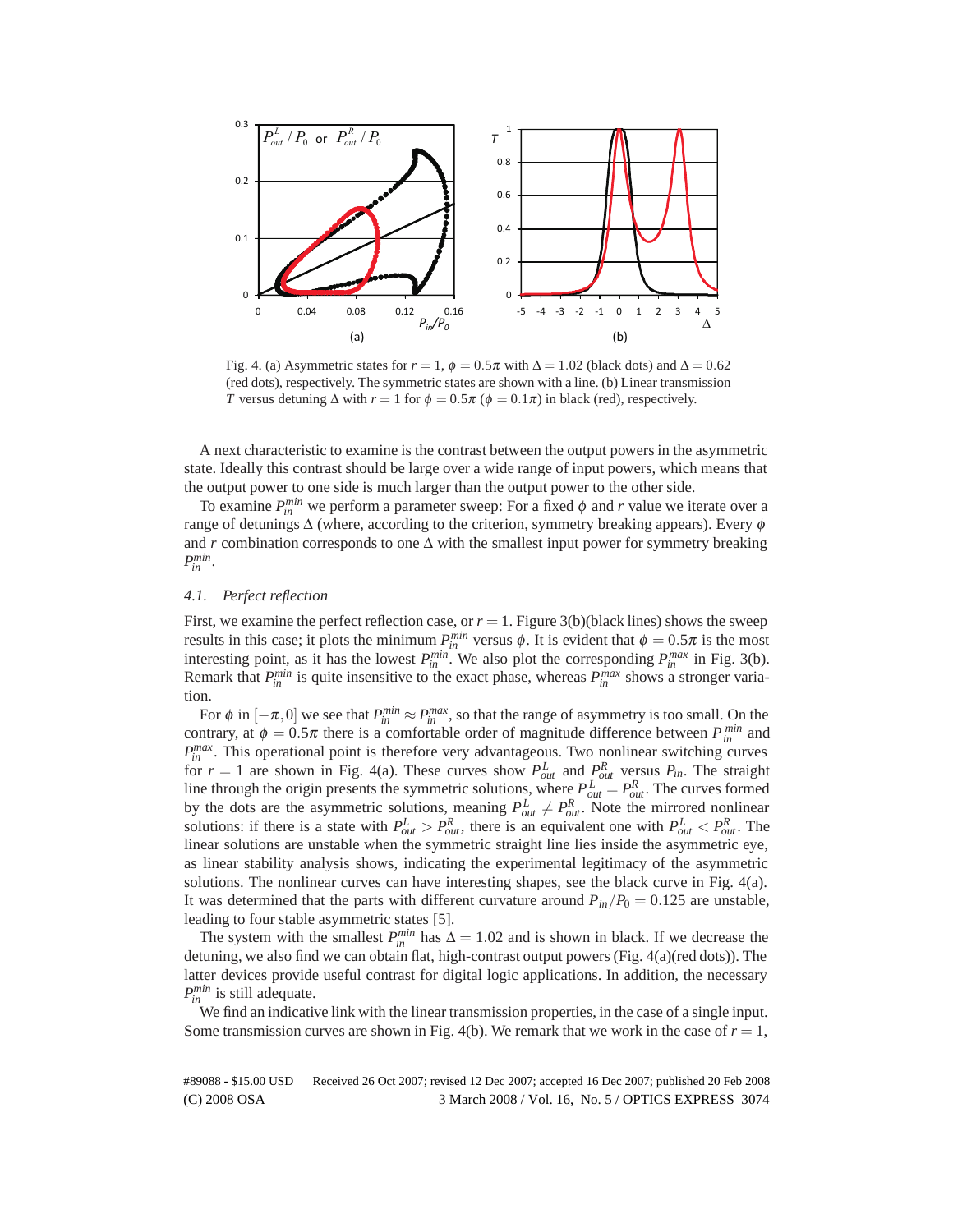Fig. 4. (a) Asymmetric states for $r = 1$, $\phi = 0.5\pi$ with $\Delta = 1.02$ (black dots) and $\Delta = 0.62$ (red dots), respectively. The symmetric states are shown with a line. (b) Linear transmission $T$ versus detuning $\Delta$ with $r = 1$ for $\phi = 0.5\pi$ ($\phi = 0.1\pi$) in black (red), respectively.

A next characteristic to examine is the contrast between the output powers in the asymmetric state. Ideally this contrast should be large over a wide range of input powers, which means that the output power to one side is much larger than the output power to the other side.

To examine $P_{in}^{min}$ we perform a parameter sweep: For a fixed $\phi$ and $r$ value we iterate over a range of detunings $\Delta$ (where, according to the criterion, symmetry breaking appears). Every $\phi$ and $r$ combination corresponds to one $\Delta$ with the smallest input power for symmetry breaking $P_{in}^{min}$.

### 4.1. Perfect reflection

First, we examine the perfect reflection case, or $r = 1$. Figure 3(b)(black lines) shows the sweep results in this case; it plots the minimum $P_{in}^{min}$ versus $\phi$. It is evident that $\phi = 0.5\pi$ is the most interesting point, as it has the lowest $P_{in}^{min}$. We also plot the corresponding $P_{in}^{max}$ in Fig. 3(b). Remark that $P_{in}^{min}$ is quite insensitive to the exact phase, whereas $P_{in}^{max}$ shows a stronger variation.

For $\phi$ in $[-\pi, 0]$ we see that $P_{in}^{min} \approx P_{in}^{max}$, so that the range of asymmetry is too small. On the contrary, at $\phi = 0.5\pi$ there is a comfortable order of magnitude difference between $P_{in}^{min}$ and $P_{in}^{max}$. This operational point is therefore very advantageous. Two nonlinear switching curves for $r = 1$ are shown in Fig. 4(a). These curves show $P_{out}^{L}$ and $P_{out}^{R}$ versus $P_{in}$. The straight line through the origin presents the symmetric solutions, where $P_{out}^{L} = P_{out}^{R}$. The curves formed by the dots are the asymmetric solutions, meaning $P_{out}^{L} \neq P_{out}^{R}$. Note the mirrored nonlinear solutions: if there is a state with $P_{out}^{L} > P_{out}^{R}$, there is an equivalent one with $P_{out}^{L} < P_{out}^{R}$. The linear solutions are unstable when the symmetric straight line lies inside the asymmetric eye, as linear stability analysis shows, indicating the experimental legitimacy of the asymmetric solutions. The nonlinear curves can have interesting shapes, see the black curve in Fig. 4(a). It was determined that the parts with different curvature around $P_{in}/P_0 = 0.125$ are unstable, leading to four stable asymmetric states [5].

The system with the smallest $P_{in}^{min}$ has $\Delta = 1.02$ and is shown in black. If we decrease the detuning, we also find we can obtain flat, high-contrast output powers (Fig. 4(a)(red dots)). The latter devices provide useful contrast for digital logic applications. In addition, the necessary $P_{in}^{min}$ is still adequate.

We find an indicative link with the linear transmission properties, in the case of a single input. Some transmission curves are shown in Fig. 4(b). We remark that we work in the case of $r = 1$,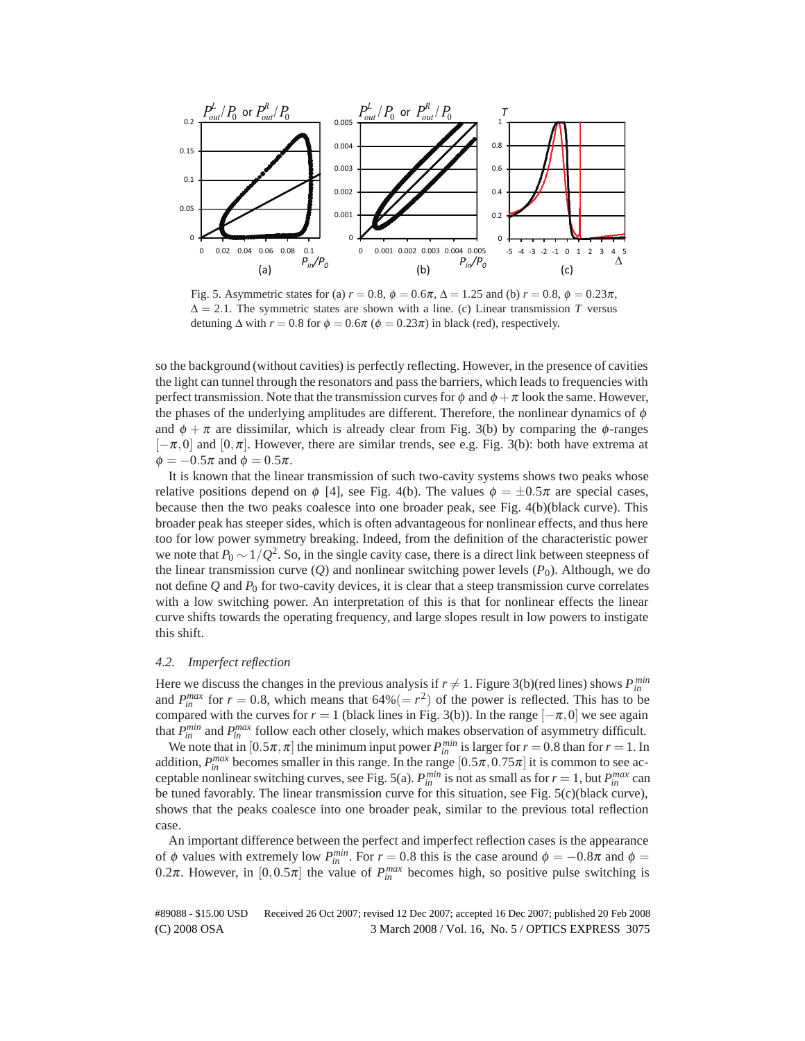Fig. 5. Asymmetric states for (a) $r = 0.8$, $\phi = 0.6\pi$, $\Delta = 1.25$ and (b) $r = 0.8$, $\phi = 0.23\pi$, $\Delta = 2.1$. The symmetric states are shown with a line. (c) Linear transmission $T$ versus detuning $\Delta$ with $r = 0.8$ for $\phi = 0.6\pi$ ($\phi = 0.23\pi$) in black (red), respectively.

so the background (without cavities) is perfectly reflecting. However, in the presence of cavities the light can tunnel through the resonators and pass the barriers, which leads to frequencies with perfect transmission. Note that the transmission curves for $\phi$ and $\phi + \pi$ look the same. However, the phases of the underlying amplitudes are different. Therefore, the nonlinear dynamics of $\phi$ and $\phi + \pi$ are dissimilar, which is already clear from Fig. 3(b) by comparing the $\phi$-ranges $[-\pi, 0]$ and $[0, \pi]$. However, there are similar trends, see e.g. Fig. 3(b): both have extrema at $\phi = -0.5\pi$ and $\phi = 0.5\pi$.

It is known that the linear transmission of such two-cavity systems shows two peaks whose relative positions depend on $\phi$ [4], see Fig. 4(b). The values $\phi = \pm 0.5\pi$ are special cases, because then the two peaks coalesce into one broader peak, see Fig. 4(b)(black curve). This broader peak has steeper sides, which is often advantageous for nonlinear effects, and thus here too for low power symmetry breaking. Indeed, from the definition of the characteristic power we note that $P_0 \sim 1/Q^2$. So, in the single cavity case, there is a direct link between steepness of the linear transmission curve ($Q$) and nonlinear switching power levels ($P_0$). Although, we do not define $Q$ and $P_0$ for two-cavity devices, it is clear that a steep transmission curve correlates with a low switching power. An interpretation of this is that for nonlinear effects the linear curve shifts towards the operating frequency, and large slopes result in low powers to instigate this shift.

### 4.2. Imperfect reflection

Here we discuss the changes in the previous analysis if $r \neq 1$. Figure 3(b)(red lines) shows $P_{in}^{min}$ and $P_{in}^{max}$ for $r = 0.8$, which means that $64\% (= r^2)$ of the power is reflected. This has to be compared with the curves for $r = 1$ (black lines in Fig. 3(b)). In the range $[-\pi, 0]$ we see again that $P_{in}^{min}$ and $P_{in}^{max}$ follow each other closely, which makes observation of asymmetry difficult.

We note that in $[0.5\pi, \pi]$ the minimum input power $P_{in}^{min}$ is larger for $r = 0.8$ than for $r = 1$. In addition, $P_{in}^{max}$ becomes smaller in this range. In the range $[0.5\pi, 0.75\pi]$ it is common to see acceptable nonlinear switching curves, see Fig. 5(a). $P_{in}^{min}$ is not as small as for $r = 1$, but $P_{in}^{max}$ can be tuned favorably. The linear transmission curve for this situation, see Fig. 5(c)(black curve), shows that the peaks coalesce into one broader peak, similar to the previous total reflection case.

An important difference between the perfect and imperfect reflection cases is the appearance of $\phi$ values with extremely low $P_{in}^{min}$. For $r = 0.8$ this is the case around $\phi = -0.8\pi$ and $\phi = 0.2\pi$. However, in $[0, 0.5\pi]$ the value of $P_{in}^{max}$ becomes high, so positive pulse switching is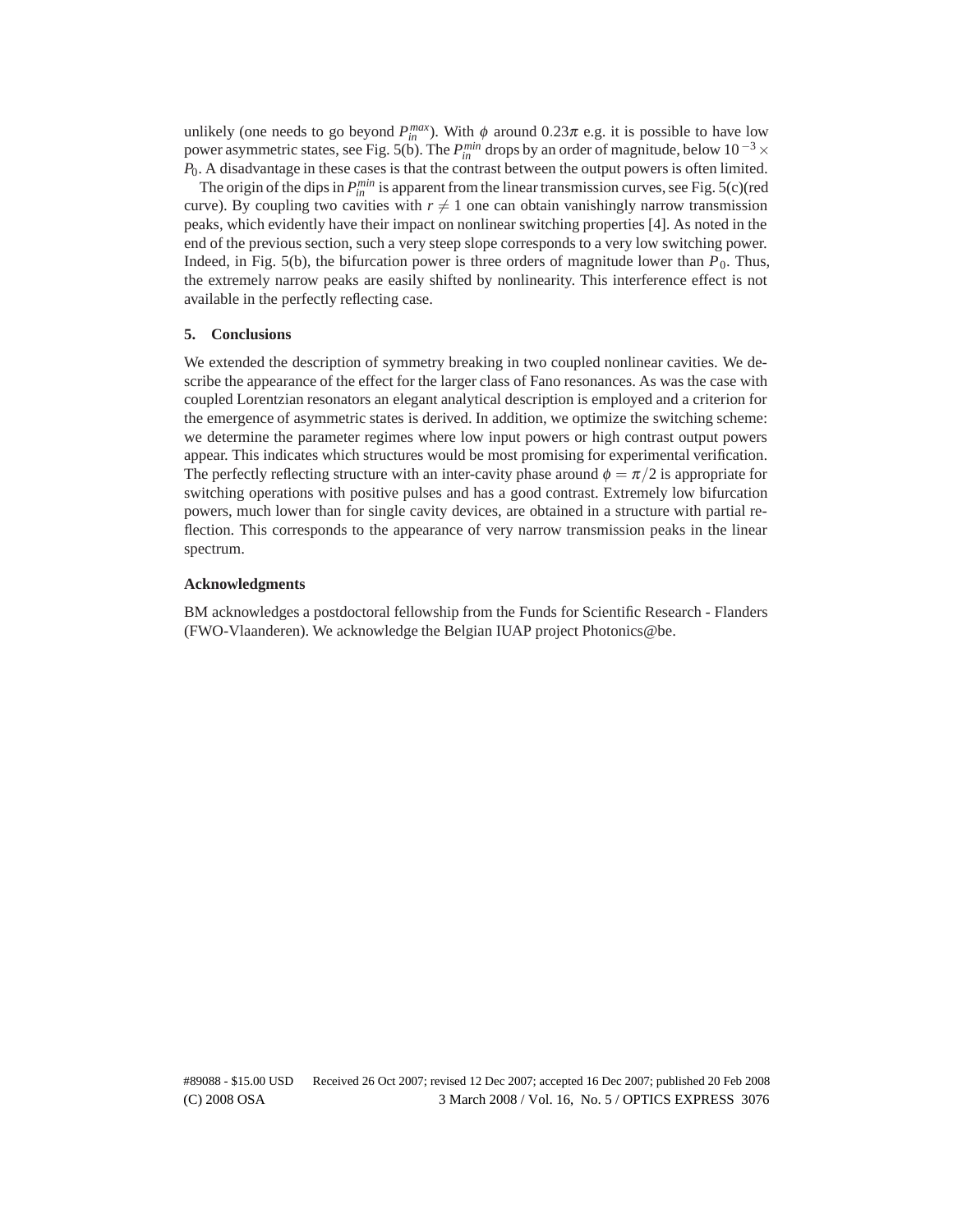unlikely (one needs to go beyond $P_{in}^{max}$). With $\phi$ around $0.23\pi$ e.g. it is possible to have low power asymmetric states, see Fig. 5(b). The $P_{in}^{min}$ drops by an order of magnitude, below $10^{-3} \times P_0$. A disadvantage in these cases is that the contrast between the output powers is often limited.

The origin of the dips in $P_{in}^{min}$ is apparent from the linear transmission curves, see Fig. 5(c)(red curve). By coupling two cavities with $r \neq 1$ one can obtain vanishingly narrow transmission peaks, which evidently have their impact on nonlinear switching properties [4]. As noted in the end of the previous section, such a very steep slope corresponds to a very low switching power. Indeed, in Fig. 5(b), the bifurcation power is three orders of magnitude lower than $P_0$. Thus, the extremely narrow peaks are easily shifted by nonlinearity. This interference effect is not available in the perfectly reflecting case.

## 5. Conclusions

We extended the description of symmetry breaking in two coupled nonlinear cavities. We describe the appearance of the effect for the larger class of Fano resonances. As was the case with coupled Lorentzian resonators an elegant analytical description is employed and a criterion for the emergence of asymmetric states is derived. In addition, we optimize the switching scheme: we determine the parameter regimes where low input powers or high contrast output powers appear. This indicates which structures would be most promising for experimental verification. The perfectly reflecting structure with an inter-cavity phase around $\phi = \pi/2$ is appropriate for switching operations with positive pulses and has a good contrast. Extremely low bifurcation powers, much lower than for single cavity devices, are obtained in a structure with partial reflection. This corresponds to the appearance of very narrow transmission peaks in the linear spectrum.

## Acknowledgments

BM acknowledges a postdoctoral fellowship from the Funds for Scientific Research - Flanders (FWO-Vlaanderen). We acknowledge the Belgian IUAP project Photonics@be.